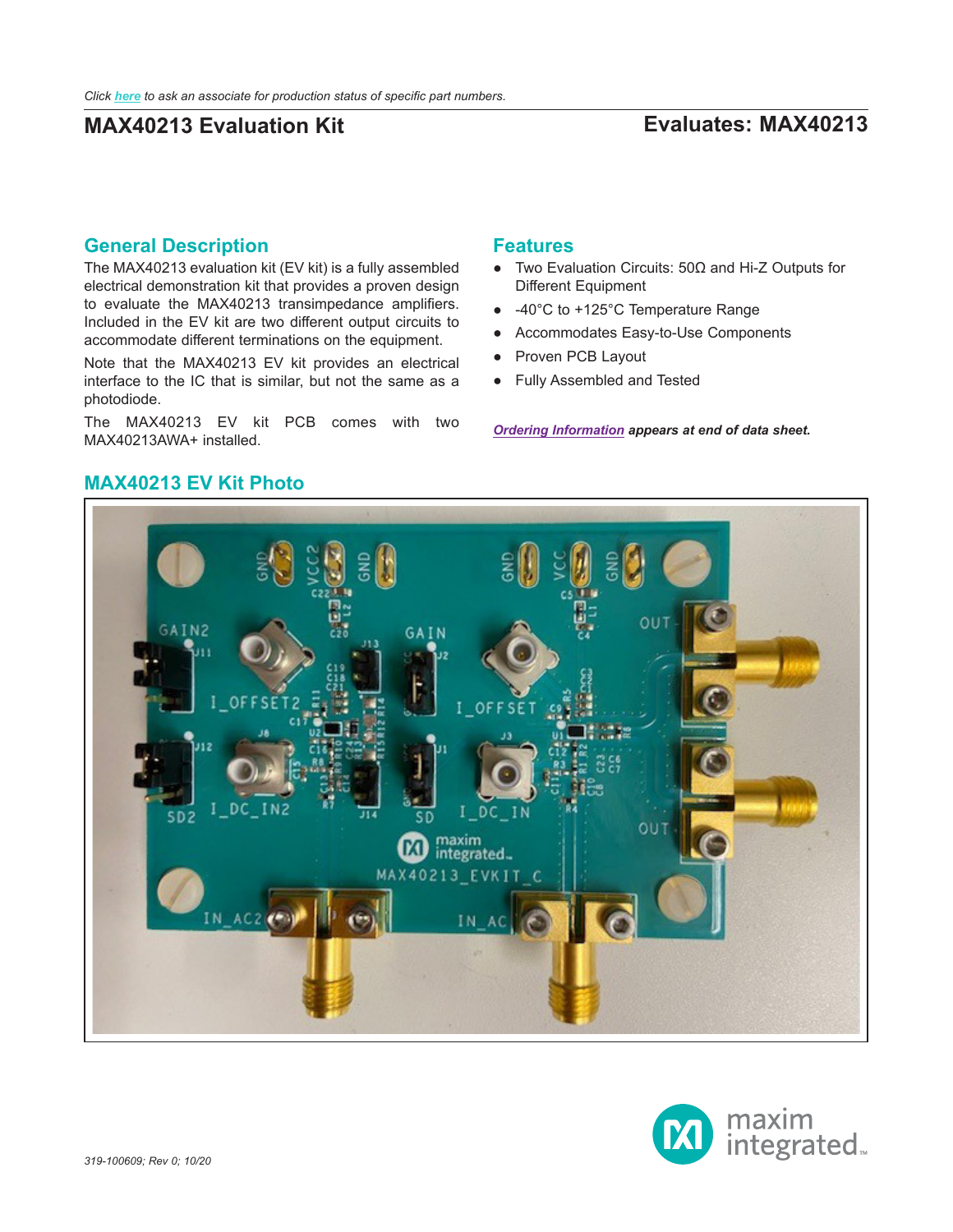*Click here to ask an associate for production status of specific part numbers.*

# MAX40213 Evaluation Kit

**Evaluates: MAX40213**

## General Description

The MAX40213 evaluation kit (EV kit) is a fully assembled electrical demonstration kit that provides a proven design to evaluate the MAX40213 transimpedance amplifiers. Included in the EV kit are two different output circuits to accommodate different terminations on the equipment.

Note that the MAX40213 EV kit provides an electrical interface to the IC that is similar, but not the same as a photodiode.

The MAX40213 EV kit PCB comes with two MAX40213AWA+ installed.

## Features

- Two Evaluation Circuits: 50Ω and Hi-Z Outputs for Different Equipment
- -40°C to +125°C Temperature Range
- Accommodates Easy-to-Use Components
- Proven PCB Layout
- Fully Assembled and Tested

***Ordering Information** appears at end of data sheet.*

## MAX40213 EV Kit Photo

319-100609; Rev 0; 10/20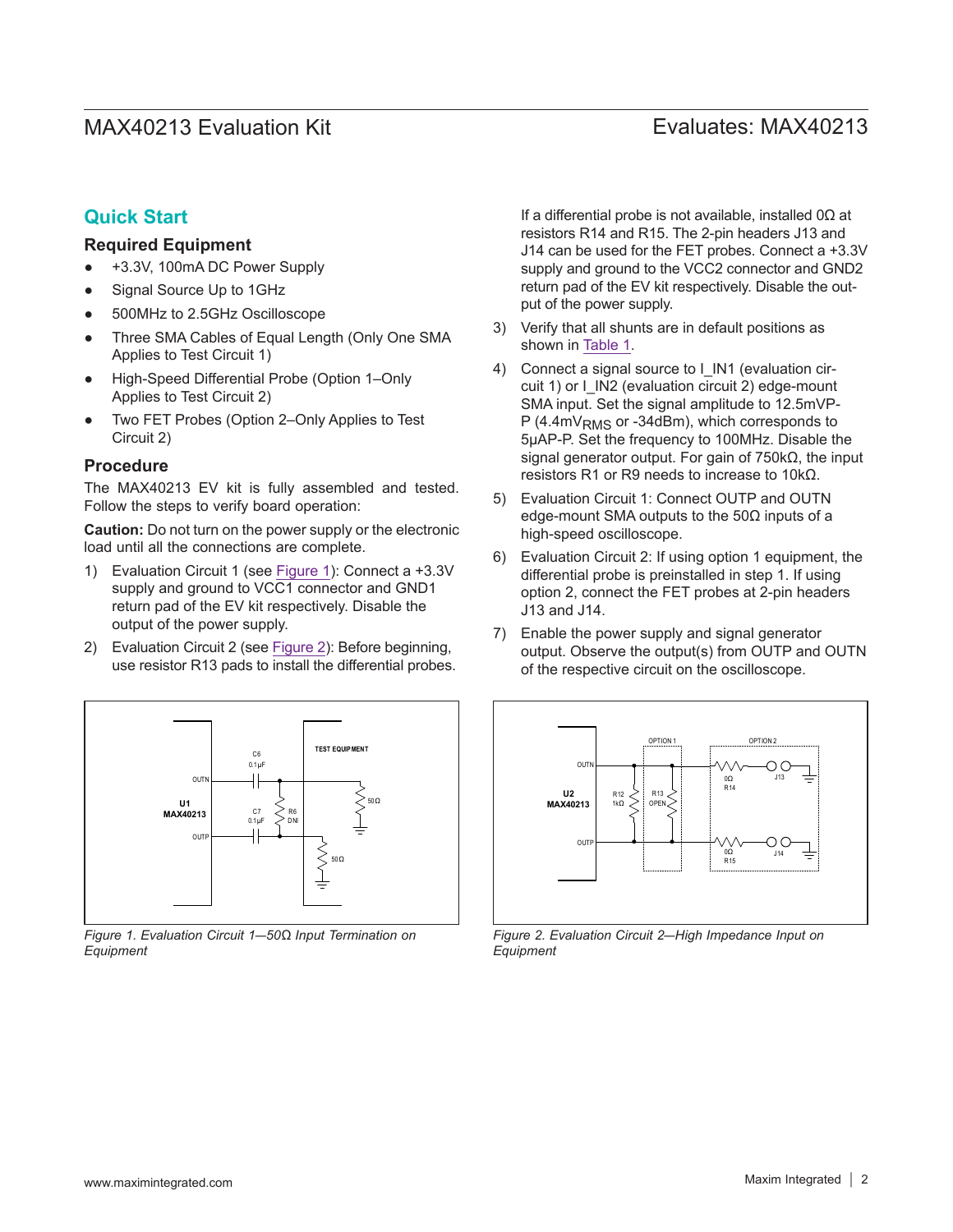## Quick Start

### Required Equipment

- +3.3V, 100mA DC Power Supply
- Signal Source Up to 1GHz
- 500MHz to 2.5GHz Oscilloscope
- Three SMA Cables of Equal Length (Only One SMA Applies to Test Circuit 1)
- High-Speed Differential Probe (Option 1–Only Applies to Test Circuit 2)
- Two FET Probes (Option 2–Only Applies to Test Circuit 2)

### Procedure

The MAX40213 EV kit is fully assembled and tested. Follow the steps to verify board operation:

**Caution:** Do not turn on the power supply or the electronic load until all the connections are complete.

1) Evaluation Circuit 1 (see Figure 1): Connect a +3.3V supply and ground to VCC1 connector and GND1 return pad of the EV kit respectively. Disable the output of the power supply.
2) Evaluation Circuit 2 (see Figure 2): Before beginning, use resistor R13 pads to install the differential probes. If a differential probe is not available, installed 0Ω at resistors R14 and R15. The 2-pin headers J13 and J14 can be used for the FET probes. Connect a +3.3V supply and ground to the VCC2 connector and GND2 return pad of the EV kit respectively. Disable the output of the power supply.
3) Verify that all shunts are in default positions as shown in Table 1.
4) Connect a signal source to I_IN1 (evaluation circuit 1) or I_IN2 (evaluation circuit 2) edge-mount SMA input. Set the signal amplitude to 12.5mVP-P (4.4$mV_{RMS}$ or -34dBm), which corresponds to 5μAP-P. Set the frequency to 100MHz. Disable the signal generator output. For gain of 750kΩ, the input resistors R1 or R9 needs to increase to 10kΩ.
5) Evaluation Circuit 1: Connect OUTP and OUTN edge-mount SMA outputs to the 50Ω inputs of a high-speed oscilloscope.
6) Evaluation Circuit 2: If using option 1 equipment, the differential probe is preinstalled in step 1. If using option 2, connect the FET probes at 2-pin headers J13 and J14.
7) Enable the power supply and signal generator output. Observe the output(s) from OUTP and OUTN of the respective circuit on the oscilloscope.

U1
MAX40213
OUTN
OUTP
C6
0.1μF
C7
0.1μF
R6
DNI
TEST EQUIPMENT
50Ω
50Ω

*Figure 1. Evaluation Circuit 1—50Ω Input Termination on Equipment*

U2
MAX40213
OUTN
OUTP
R12
1kΩ
OPTION 1
R13
OPEN
OPTION 2
0Ω
R14
J13
0Ω
R15
J14

*Figure 2. Evaluation Circuit 2—High Impedance Input on Equipment*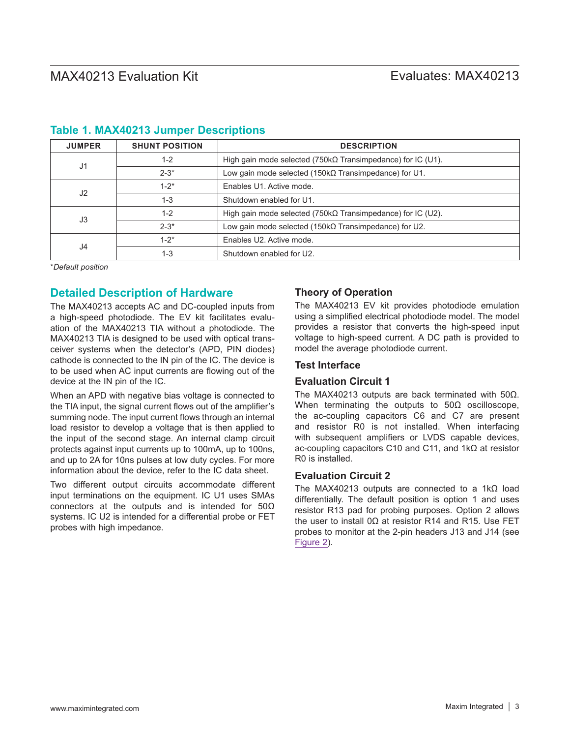## Table 1. MAX40213 Jumper Descriptions

| JUMPER | SHUNT POSITION | DESCRIPTION |
|---|---|---|
| J1 | 1-2 | High gain mode selected (750kΩ Transimpedance) for IC (U1). |
| | 2-3* | Low gain mode selected (150kΩ Transimpedance) for U1. |
| J2 | 1-2* | Enables U1. Active mode. |
| | 1-3 | Shutdown enabled for U1. |
| J3 | 1-2 | High gain mode selected (750kΩ Transimpedance) for IC (U2). |
| | 2-3* | Low gain mode selected (150kΩ Transimpedance) for U2. |
| J4 | 1-2* | Enables U2. Active mode. |
| | 1-3 | Shutdown enabled for U2. |

**Default position*

## Detailed Description of Hardware

The MAX40213 accepts AC and DC-coupled inputs from a high-speed photodiode. The EV kit facilitates evaluation of the MAX40213 TIA without a photodiode. The MAX40213 TIA is designed to be used with optical transceiver systems when the detector's (APD, PIN diodes) cathode is connected to the IN pin of the IC. The device is to be used when AC input currents are flowing out of the device at the IN pin of the IC.

When an APD with negative bias voltage is connected to the TIA input, the signal current flows out of the amplifier's summing node. The input current flows through an internal load resistor to develop a voltage that is then applied to the input of the second stage. An internal clamp circuit protects against input currents up to 100mA, up to 100ns, and up to 2A for 10ns pulses at low duty cycles. For more information about the device, refer to the IC data sheet.

Two different output circuits accommodate different input terminations on the equipment. IC U1 uses SMAs connectors at the outputs and is intended for 50Ω systems. IC U2 is intended for a differential probe or FET probes with high impedance.

### Theory of Operation

The MAX40213 EV kit provides photodiode emulation using a simplified electrical photodiode model. The model provides a resistor that converts the high-speed input voltage to high-speed current. A DC path is provided to model the average photodiode current.

### Test Interface

### Evaluation Circuit 1

The MAX40213 outputs are back terminated with 50Ω. When terminating the outputs to 50Ω oscilloscope, the ac-coupling capacitors C6 and C7 are present and resistor R0 is not installed. When interfacing with subsequent amplifiers or LVDS capable devices, ac-coupling capacitors C10 and C11, and 1kΩ at resistor R0 is installed.

### Evaluation Circuit 2

The MAX40213 outputs are connected to a 1kΩ load differentially. The default position is option 1 and uses resistor R13 pad for probing purposes. Option 2 allows the user to install 0Ω at resistor R14 and R15. Use FET probes to monitor at the 2-pin headers J13 and J14 (see Figure 2).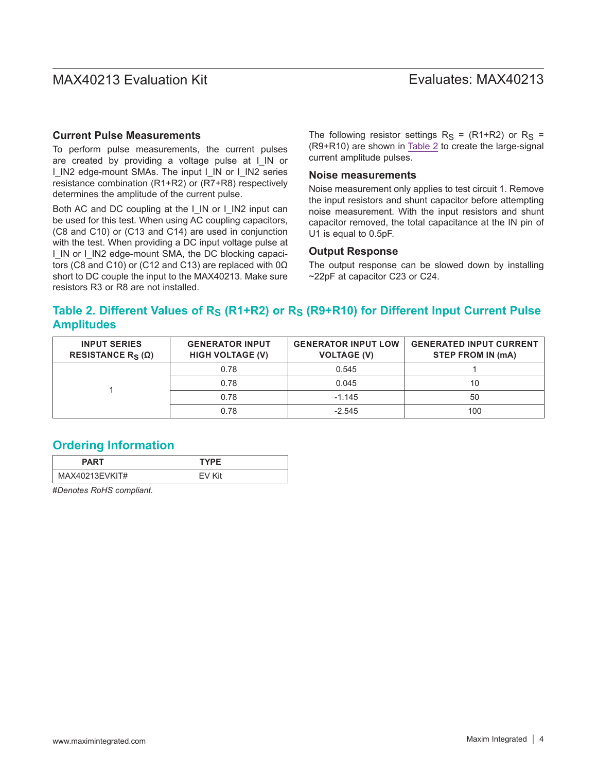## Current Pulse Measurements

To perform pulse measurements, the current pulses are created by providing a voltage pulse at I_IN or I_IN2 edge-mount SMAs. The input I_IN or I_IN2 series resistance combination (R1+R2) or (R7+R8) respectively determines the amplitude of the current pulse.

Both AC and DC coupling at the I_IN or I_IN2 input can be used for this test. When using AC coupling capacitors, (C8 and C10) or (C13 and C14) are used in conjunction with the test. When providing a DC input voltage pulse at I_IN or I_IN2 edge-mount SMA, the DC blocking capacitors (C8 and C10) or (C12 and C13) are replaced with 0Ω short to DC couple the input to the MAX40213. Make sure resistors R3 or R8 are not installed.

The following resistor settings $R_S$ = (R1+R2) or $R_S$ = (R9+R10) are shown in Table 2 to create the large-signal current amplitude pulses.

### Noise measurements

Noise measurement only applies to test circuit 1. Remove the input resistors and shunt capacitor before attempting noise measurement. With the input resistors and shunt capacitor removed, the total capacitance at the IN pin of U1 is equal to 0.5pF.

### Output Response

The output response can be slowed down by installing ~22pF at capacitor C23 or C24.

## Table 2. Different Values of $R_S$ (R1+R2) or $R_S$ (R9+R10) for Different Input Current Pulse Amplitudes

| INPUT SERIES RESISTANCE $R_S$ (Ω) | GENERATOR INPUT HIGH VOLTAGE (V) | GENERATOR INPUT LOW VOLTAGE (V) | GENERATED INPUT CURRENT STEP FROM IN (mA) |
|---|---|---|---|
| 1 | 0.78 | 0.545 | 1 |
| | 0.78 | 0.045 | 10 |
| | 0.78 | -1.145 | 50 |
| | 0.78 | -2.545 | 100 |

## Ordering Information

| PART | TYPE |
|---|---|
| MAX40213EVKIT# | EV Kit |

*#Denotes RoHS compliant.*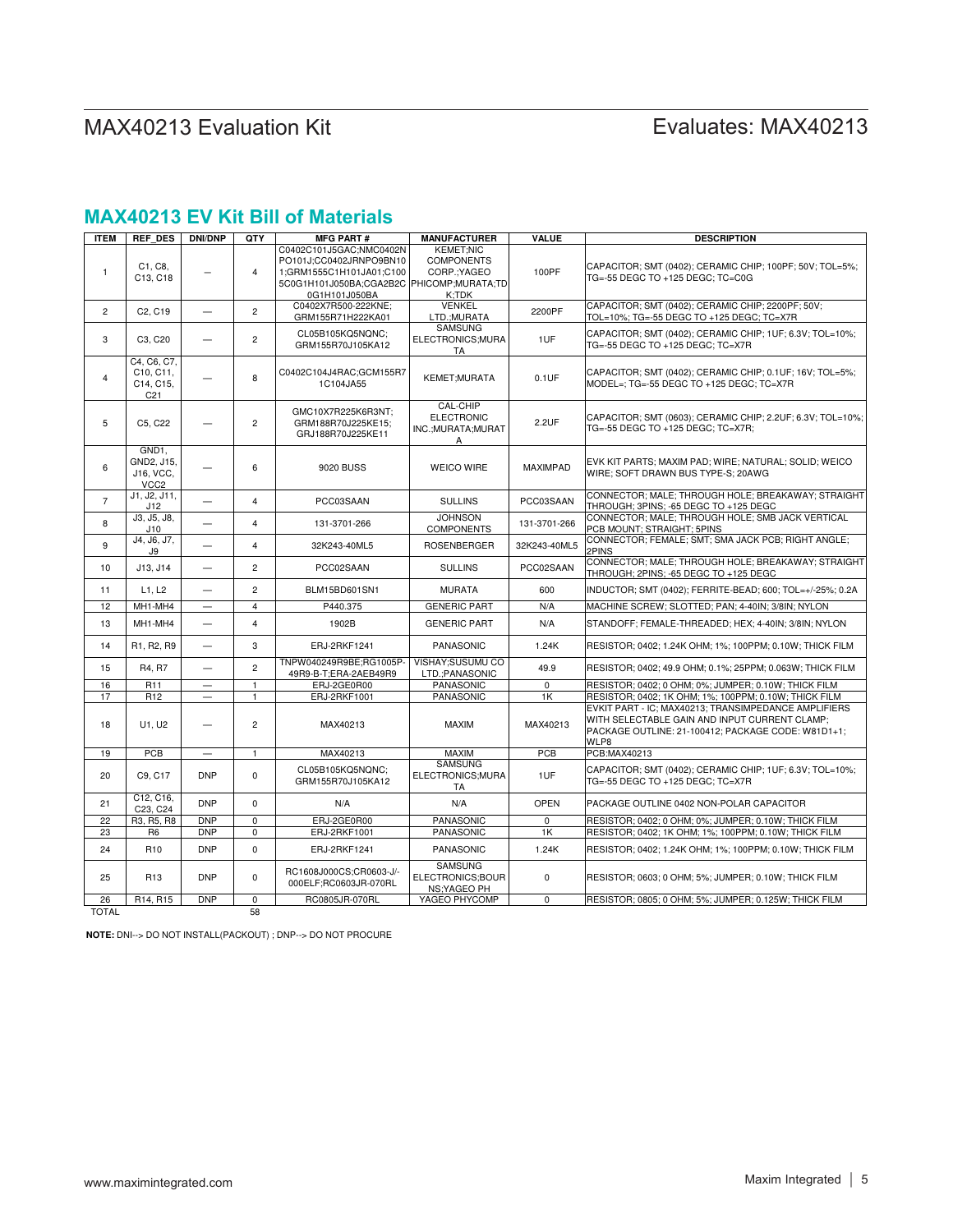## MAX40213 EV Kit Bill of Materials

| ITEM | REF_DES | DNI/DNP | QTY | MFG PART # | MANUFACTURER | VALUE | DESCRIPTION |
|---|---|---|---|---|---|---|---|
| 1 | C1, C8, C13, C18 | — | 4 | C0402C101J5GAC;NMC0402NPO101J;CC0402JRNPO9BN101;GRM1555C1H101JA01;C1005C0G1H101J050BA;CGA2B2C0G1H101J050BA | KEMET;NIC COMPONENTS CORP.;YAGEO PHICOMP;MURATA;TDK;TDK | 100PF | CAPACITOR; SMT (0402); CERAMIC CHIP; 100PF; 50V; TOL=5%; TG=-55 DEGC TO +125 DEGC; TC=C0G |
| 2 | C2, C19 | — | 2 | C0402X7R500-222KNE; GRM155R71H222KA01 | VENKEL LTD.;MURATA | 2200PF | CAPACITOR; SMT (0402); CERAMIC CHIP; 2200PF; 50V; TOL=10%; TG=-55 DEGC TO +125 DEGC; TC=X7R |
| 3 | C3, C20 | — | 2 | CL05B105KQ5NQNC; GRM155R70J105KA12 | SAMSUNG ELECTRONICS;MURATA | 1UF | CAPACITOR; SMT (0402); CERAMIC CHIP; 1UF; 6.3V; TOL=10%; TG=-55 DEGC TO +125 DEGC; TC=X7R |
| 4 | C4, C6, C7, C10, C11, C14, C15, C21 | — | 8 | C0402C104J4RAC;GCM155R71C104JA55 | KEMET;MURATA | 0.1UF | CAPACITOR; SMT (0402); CERAMIC CHIP; 0.1UF; 16V; TOL=5%; MODEL=; TG=-55 DEGC TO +125 DEGC; TC=X7R |
| 5 | C5, C22 | — | 2 | GMC10X7R225K6R3NT; GRM188R70J225KE15; GRJ188R70J225KE11 | CAL-CHIP ELECTRONIC INC.;MURATA;MURATA | 2.2UF | CAPACITOR; SMT (0603); CERAMIC CHIP; 2.2UF; 6.3V; TOL=10%; TG=-55 DEGC TO +125 DEGC; TC=X7R; |
| 6 | GND1, GND2, J15, J16, VCC, VCC2 | — | 6 | 9020 BUSS | WEICO WIRE | MAXIMPAD | EVK KIT PARTS; MAXIM PAD; WIRE; NATURAL; SOLID; WEICO WIRE; SOFT DRAWN BUS TYPE-S; 20AWG |
| 7 | J1, J2, J11, J12 | — | 4 | PCC03SAAN | SULLINS | PCC03SAAN | CONNECTOR; MALE; THROUGH HOLE; BREAKAWAY; STRAIGHT THROUGH; 3PINS; -65 DEGC TO +125 DEGC |
| 8 | J3, J5, J8, J10 | — | 4 | 131-3701-266 | JOHNSON COMPONENTS | 131-3701-266 | CONNECTOR; MALE; THROUGH HOLE; SMB JACK VERTICAL PCB MOUNT; STRAIGHT; 5PINS |
| 9 | J4, J6, J7, J9 | — | 4 | 32K243-40ML5 | ROSENBERGER | 32K243-40ML5 | CONNECTOR; FEMALE; SMT; SMA JACK PCB; RIGHT ANGLE; 2PINS |
| 10 | J13, J14 | — | 2 | PCC02SAAN | SULLINS | PCC02SAAN | CONNECTOR; MALE; THROUGH HOLE; BREAKAWAY; STRAIGHT THROUGH; 2PINS; -65 DEGC TO +125 DEGC |
| 11 | L1, L2 | — | 2 | BLM15BD601SN1 | MURATA | 600 | INDUCTOR; SMT (0402); FERRITE-BEAD; 600; TOL=+/-25%; 0.2A |
| 12 | MH1-MH4 | — | 4 | P440.375 | GENERIC PART | N/A | MACHINE SCREW; SLOTTED; PAN; 4-40IN; 3/8IN; NYLON |
| 13 | MH1-MH4 | — | 4 | 1902B | GENERIC PART | N/A | STANDOFF; FEMALE-THREADED; HEX; 4-40IN; 3/8IN; NYLON |
| 14 | R1, R2, R9 | — | 3 | ERJ-2RKF1241 | PANASONIC | 1.24K | RESISTOR; 0402; 1.24K OHM; 1%; 100PPM; 0.10W; THICK FILM |
| 15 | R4, R7 | — | 2 | TNPW040249R9BE;RG1005P-49R9-B-T;ERA-2AEB49R9 | VISHAY;SUSUMU CO LTD.;PANASONIC | 49.9 | RESISTOR; 0402; 49.9 OHM; 0.1%; 25PPM; 0.063W; THICK FILM |
| 16 | R11 | — | 1 | ERJ-2GE0R00 | PANASONIC | 0 | RESISTOR; 0402; 0 OHM; 0%; JUMPER; 0.10W; THICK FILM |
| 17 | R12 | — | 1 | ERJ-2RKF1001 | PANASONIC | 1K | RESISTOR; 0402; 1K OHM; 1%; 100PPM; 0.10W; THICK FILM |
| 18 | U1, U2 | — | 2 | MAX40213 | MAXIM | MAX40213 | EVKIT PART - IC; MAX40213; TRANSIMPEDANCE AMPLIFIERS WITH SELECTABLE GAIN AND INPUT CURRENT CLAMP; PACKAGE OUTLINE: 21-100412; PACKAGE CODE: W81D1+1; WLP8 |
| 19 | PCB | — | 1 | MAX40213 | MAXIM | PCB | PCB:MAX40213 |
| 20 | C9, C17 | DNP | 0 | CL05B105KQ5NQNC; GRM155R70J105KA12 | SAMSUNG ELECTRONICS;MURATA | 1UF | CAPACITOR; SMT (0402); CERAMIC CHIP; 1UF; 6.3V; TOL=10%; TG=-55 DEGC TO +125 DEGC; TC=X7R |
| 21 | C12, C16, C23, C24 | DNP | 0 | N/A | N/A | OPEN | PACKAGE OUTLINE 0402 NON-POLAR CAPACITOR |
| 22 | R3, R5, R8 | DNP | 0 | ERJ-2GE0R00 | PANASONIC | 0 | RESISTOR; 0402; 0 OHM; 0%; JUMPER; 0.10W; THICK FILM |
| 23 | R6 | DNP | 0 | ERJ-2RKF1001 | PANASONIC | 1K | RESISTOR; 0402; 1K OHM; 1%; 100PPM; 0.10W; THICK FILM |
| 24 | R10 | DNP | 0 | ERJ-2RKF1241 | PANASONIC | 1.24K | RESISTOR; 0402; 1.24K OHM; 1%; 100PPM; 0.10W; THICK FILM |
| 25 | R13 | DNP | 0 | RC1608J000CS;CR0603-J/-000ELF;RC0603JR-070RL | SAMSUNG ELECTRONICS;BOURNS;YAGEO PH | 0 | RESISTOR; 0603; 0 OHM; 5%; JUMPER; 0.10W; THICK FILM |
| 26 | R14, R15 | DNP | 0 | RC0805JR-070RL | YAGEO PHYCOMP | 0 | RESISTOR; 0805; 0 OHM; 5%; JUMPER; 0.125W; THICK FILM |
| TOTAL | | | 58 | | | | |

**NOTE:** DNI--> DO NOT INSTALL(PACKOUT) ; DNP--> DO NOT PROCURE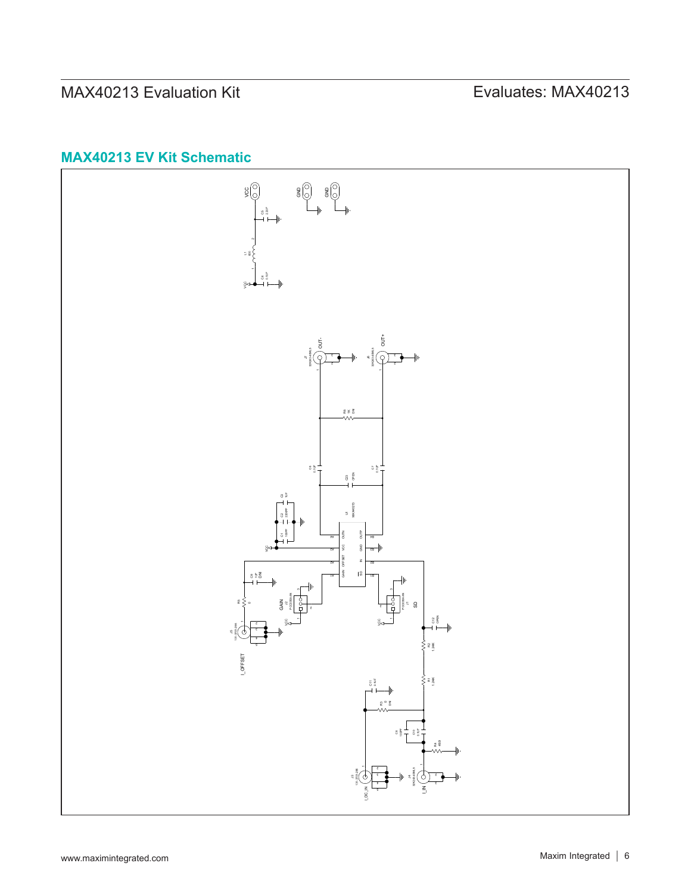## MAX40213 EV Kit Schematic

VCC
GND
GND
C5
2.2UF
L1
600
C4
0.1UF
VCC

J7
OUT-
J8
OUT+
R6
1K
DNI
C6
0.1UF
C7
0.1UF
C23
OPEN
U1
MAX40213
C3
1UF
C2
2200PF
C1
100PF
VCC
OUTN
VCC
OFFSET
GAIN
OUTP
GND
IN
SD
C14
1UF
DNI
R5
0
GAIN
J2
VCC
J1
SD
VCC
C12
OPEN
J5
I_OFFSET
R2
1.24K
R1
1.24K
C11
0.1UF
R3
0
DNI
C8
100PF
C10
0.1UF
R4
49.9
J3
I_DC_IN
J4
I_IN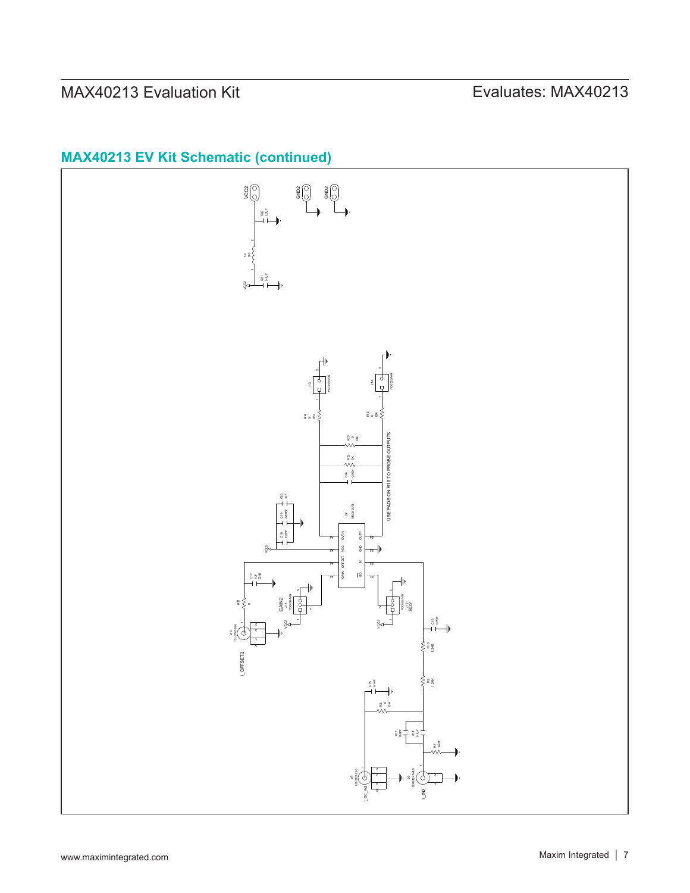## MAX40213 EV Kit Schematic (continued)

VCC2
GND2
GND2
C22
2.2UF
L2
600
C21
0.1UF
VCC2

J13
PCC02SAAN
J14
PCC02SAAN
R14
0
DNI
R15
0
DNI
R13
0
DNI
R12
1K
C9
OPEN
USE PADS ON R16 TO PROBE OUTPUTS
C20
1UF
C19
2200PF
C18
100PF
U2
MAX40213
OUTN
VCC
OFFSET
GAIN
OUTP
GND
IN
SD
VCC2
C17
1UF
DNI
R11
0
J10
1-1-2712-2005
I_OFFSET2
J11
PCC03SAAN
GAIN2
VCC2
J12
PCC03SAAN
SD2
VCC2
C16
OPEN
R10
1.24K
R9
1.24K
C15
0.1UF
R8
0
DNI
C13
100PF
C14
0.1UF
R7
49.9
J8
1-1-2712-2005
I_DC_IN2
J9
5-1814832-1
I_IN2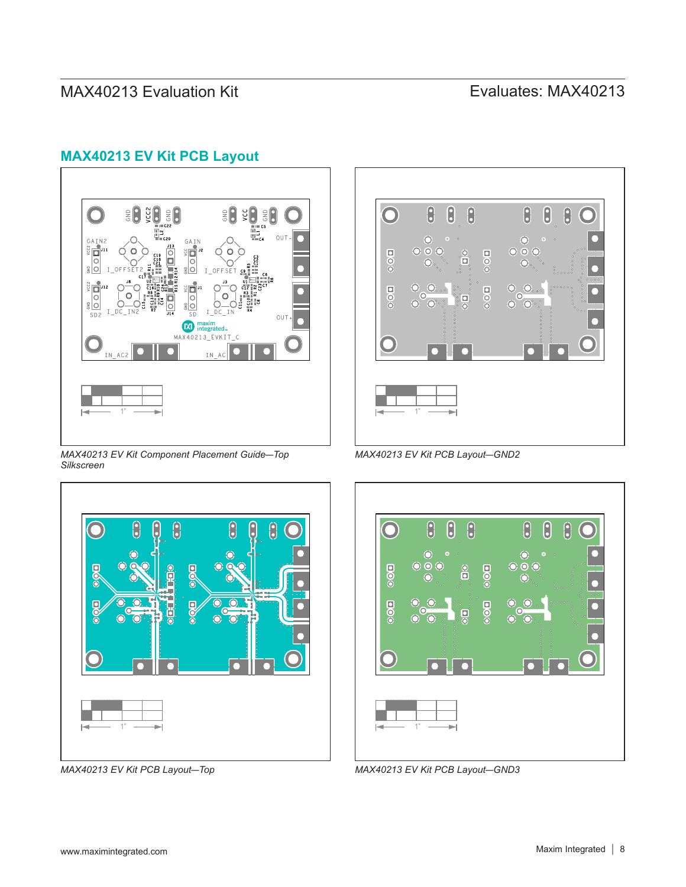## MAX40213 EV Kit PCB Layout

MAX40213 EV Kit Component Placement Guide—Top Silkscreen

MAX40213 EV Kit PCB Layout—GND2

MAX40213 EV Kit PCB Layout—Top

MAX40213 EV Kit PCB Layout—GND3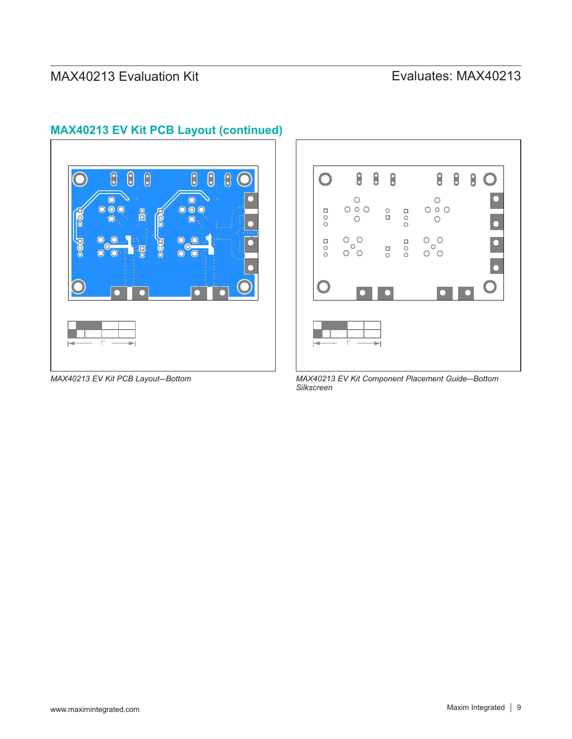## MAX40213 EV Kit PCB Layout (continued)

1"

*MAX40213 EV Kit PCB Layout—Bottom*

1"

*MAX40213 EV Kit Component Placement Guide—Bottom Silkscreen*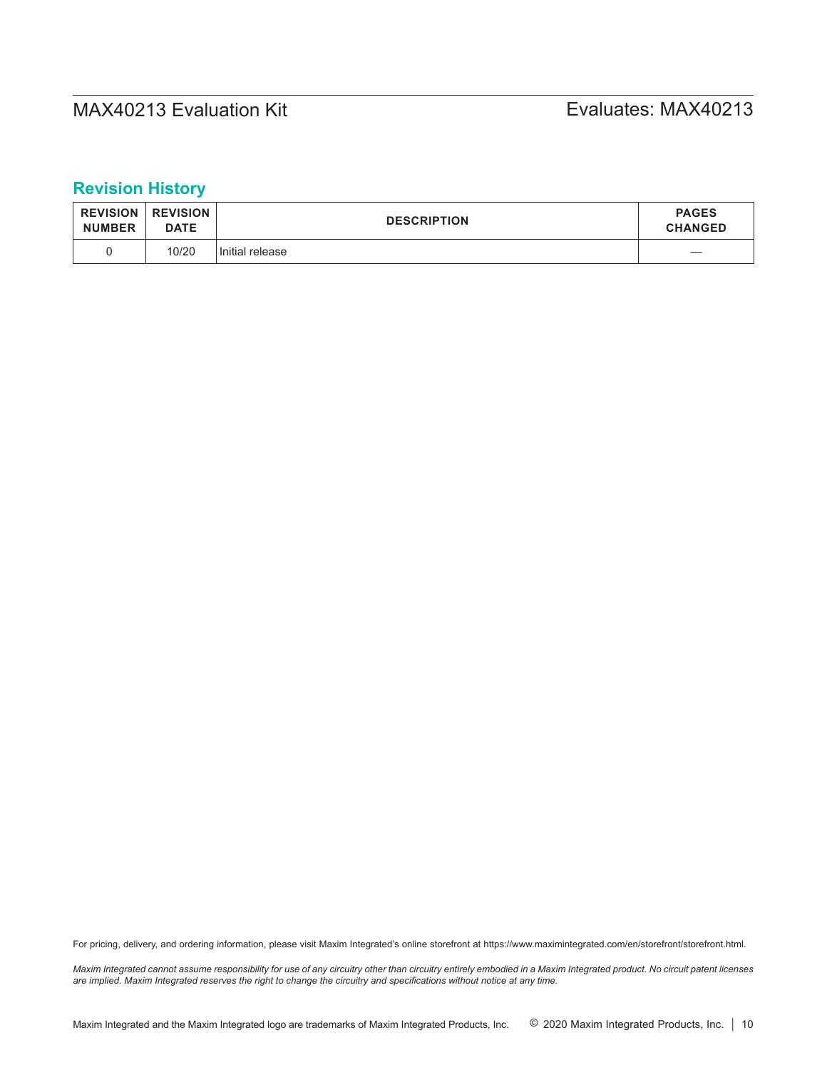## Revision History

| REVISION NUMBER | REVISION DATE | DESCRIPTION | PAGES CHANGED |
|---|---|---|---|
| 0 | 10/20 | Initial release | — |

For pricing, delivery, and ordering information, please visit Maxim Integrated's online storefront at https://www.maximintegrated.com/en/storefront/storefront.html.

*Maxim Integrated cannot assume responsibility for use of any circuitry other than circuitry entirely embodied in a Maxim Integrated product. No circuit patent licenses are implied. Maxim Integrated reserves the right to change the circuitry and specifications without notice at any time.*

Maxim Integrated and the Maxim Integrated logo are trademarks of Maxim Integrated Products, Inc. © 2020 Maxim Integrated Products, Inc.